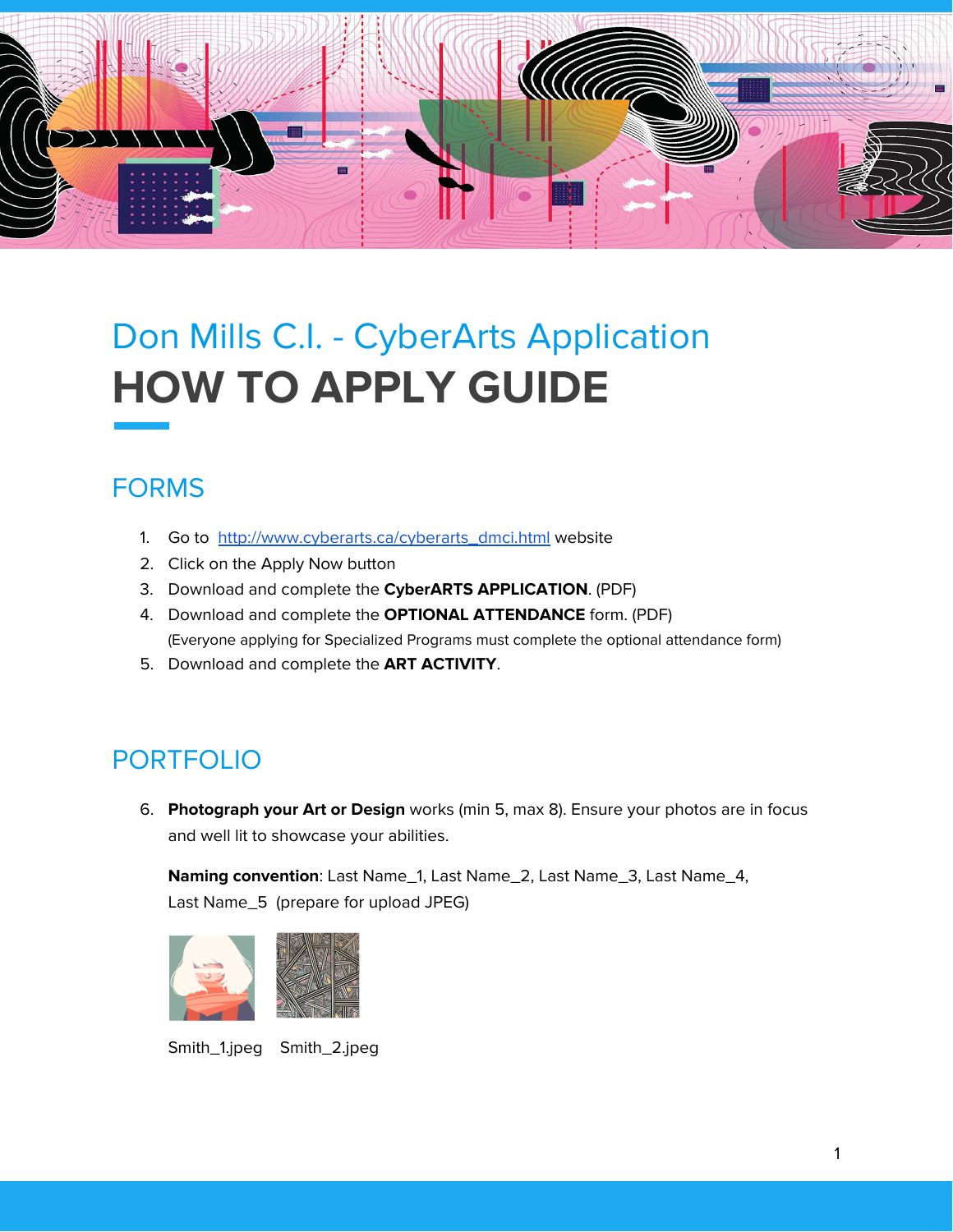# Don Mills C.I. - CyberArts Application

# HOW TO APPLY GUIDE

## FORMS

1. Go to [http://www.cyberarts.ca/cyberarts_dmci.html](http://www.cyberarts.ca/cyberarts_dmci.html) website
2. Click on the Apply Now button
3. Download and complete the **CyberARTS APPLICATION**. (PDF)
4. Download and complete the **OPTIONAL ATTENDANCE** form. (PDF)
   (Everyone applying for Specialized Programs must complete the optional attendance form)
5. Download and complete the **ART ACTIVITY**.

## PORTFOLIO

6. **Photograph your Art or Design** works (min 5, max 8). Ensure your photos are in focus and well lit to showcase your abilities.

   **Naming convention**: Last Name_1, Last Name_2, Last Name_3, Last Name_4, Last Name_5 (prepare for upload JPEG)

   Smith_1.jpeg  Smith_2.jpeg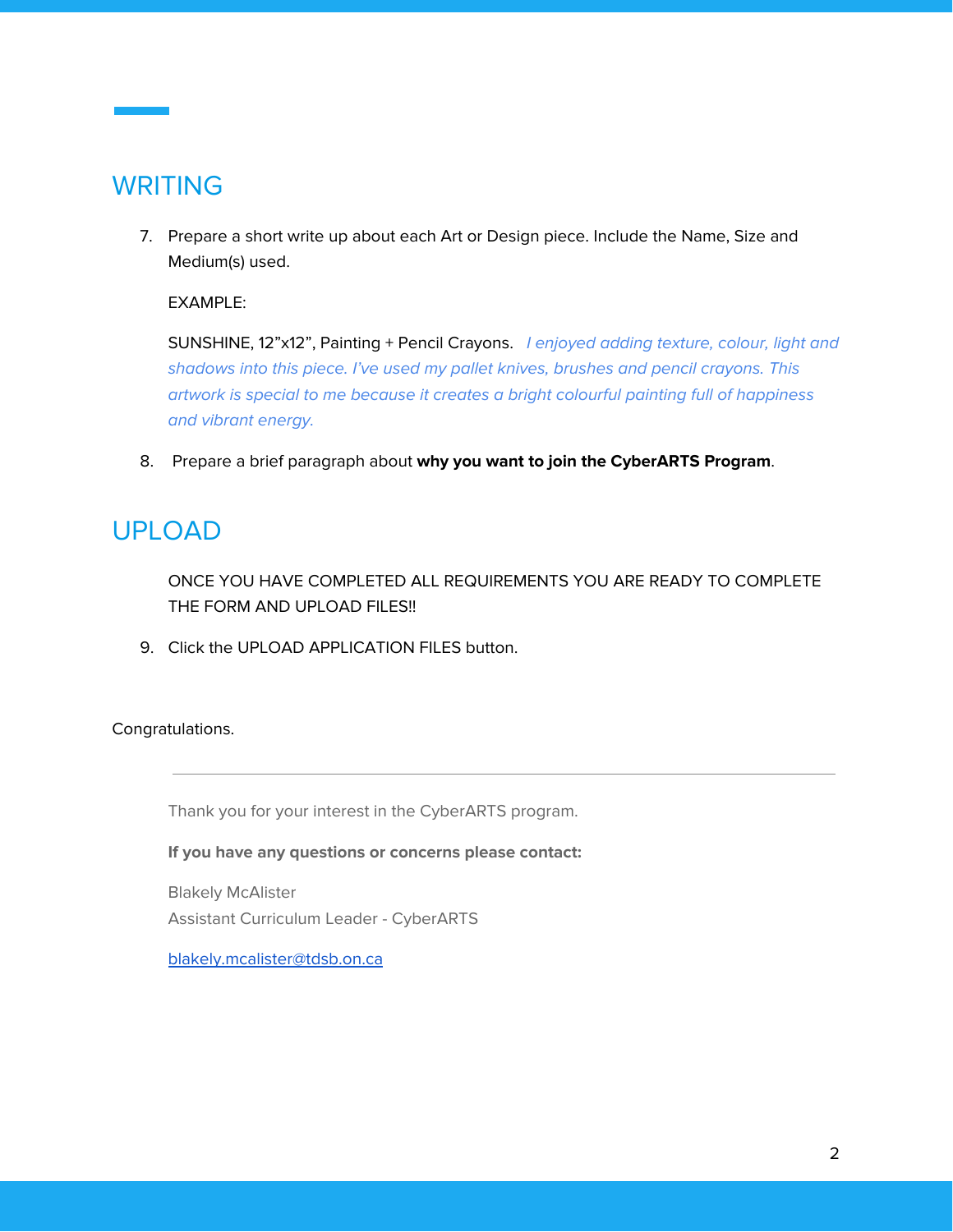## WRITING

7. Prepare a short write up about each Art or Design piece. Include the Name, Size and Medium(s) used.

   EXAMPLE:

   SUNSHINE, 12”x12”, Painting + Pencil Crayons. *I enjoyed adding texture, colour, light and shadows into this piece. I’ve used my pallet knives, brushes and pencil crayons. This artwork is special to me because it creates a bright colourful painting full of happiness and vibrant energy.*

8. Prepare a brief paragraph about **why you want to join the CyberARTS Program**.

## UPLOAD

ONCE YOU HAVE COMPLETED ALL REQUIREMENTS YOU ARE READY TO COMPLETE THE FORM AND UPLOAD FILES!!

9. Click the UPLOAD APPLICATION FILES button.

Congratulations.

---

Thank you for your interest in the CyberARTS program.

**If you have any questions or concerns please contact:**

Blakely McAlister
Assistant Curriculum Leader - CyberARTS

[blakely.mcalister@tdsb.on.ca](mailto:blakely.mcalister@tdsb.on.ca)